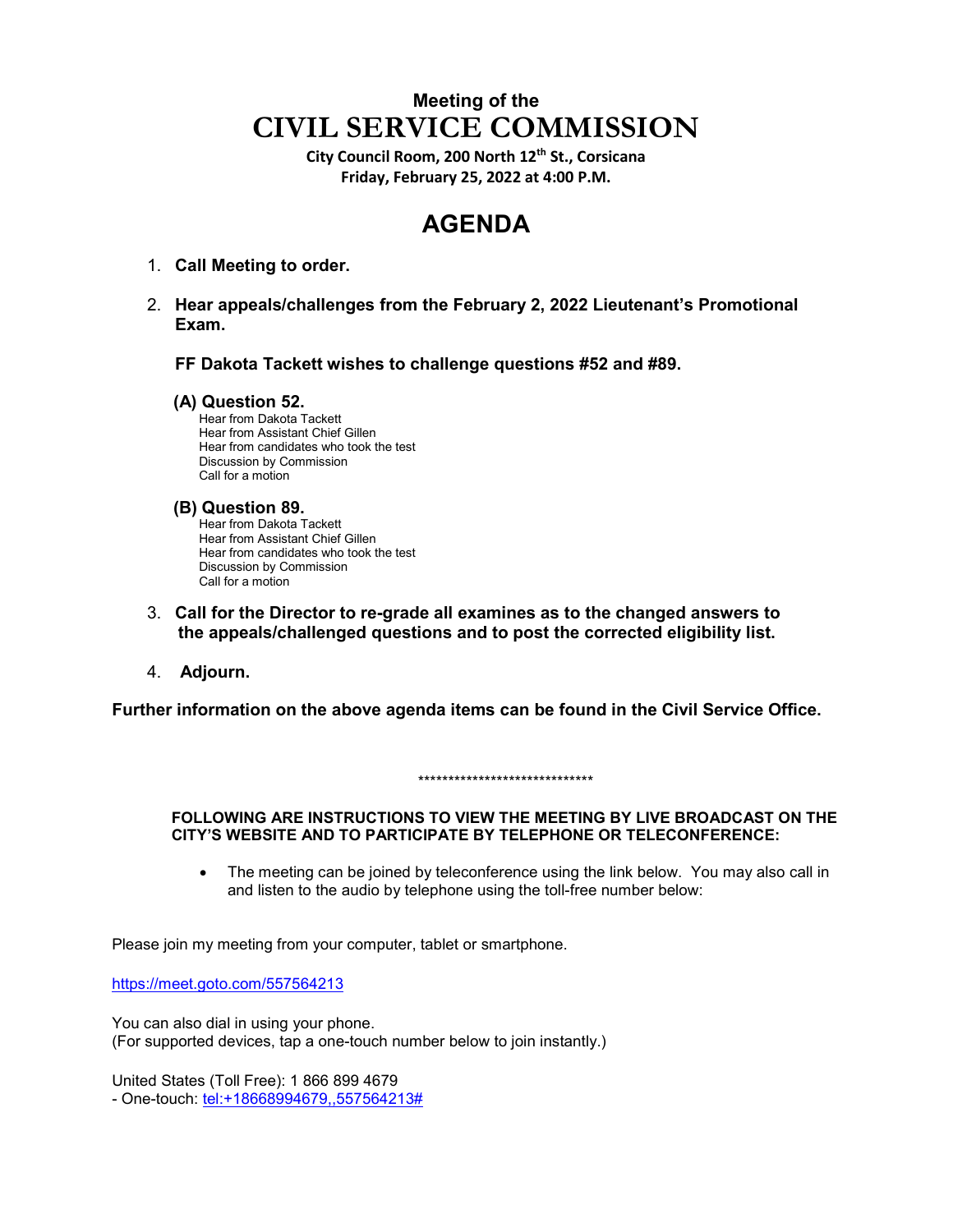# Meeting of the
# CIVIL SERVICE COMMISSION

**City Council Room, 200 North 12th St., Corsicana**
**Friday, February 25, 2022 at 4:00 P.M.**

## AGENDA

1. **Call Meeting to order.**

2. **Hear appeals/challenges from the February 2, 2022 Lieutenant's Promotional Exam.**

   **FF Dakota Tackett wishes to challenge questions #52 and #89.**

   **(A) Question 52.**
   Hear from Dakota Tackett
   Hear from Assistant Chief Gillen
   Hear from candidates who took the test
   Discussion by Commission
   Call for a motion

   **(B) Question 89.**
   Hear from Dakota Tackett
   Hear from Assistant Chief Gillen
   Hear from candidates who took the test
   Discussion by Commission
   Call for a motion

3. **Call for the Director to re-grade all examines as to the changed answers to the appeals/challenged questions and to post the corrected eligibility list.**

4. **Adjourn.**

**Further information on the above agenda items can be found in the Civil Service Office.**

*****************************

**FOLLOWING ARE INSTRUCTIONS TO VIEW THE MEETING BY LIVE BROADCAST ON THE CITY'S WEBSITE AND TO PARTICIPATE BY TELEPHONE OR TELECONFERENCE:**

- The meeting can be joined by teleconference using the link below. You may also call in and listen to the audio by telephone using the toll-free number below:

Please join my meeting from your computer, tablet or smartphone.

https://meet.goto.com/557564213

You can also dial in using your phone.
(For supported devices, tap a one-touch number below to join instantly.)

United States (Toll Free): 1 866 899 4679
- One-touch: tel:+18668994679,,557564213#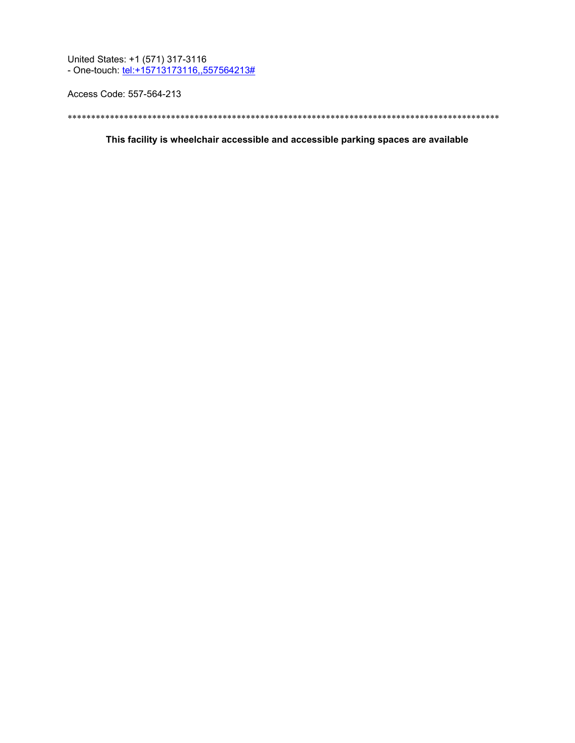United States: +1 (571) 317-3116
- One-touch: [tel:+15713173116,,557564213#](tel:+15713173116,,557564213#)

Access Code: 557-564-213

************************************************************************************************

**This facility is wheelchair accessible and accessible parking spaces are available**